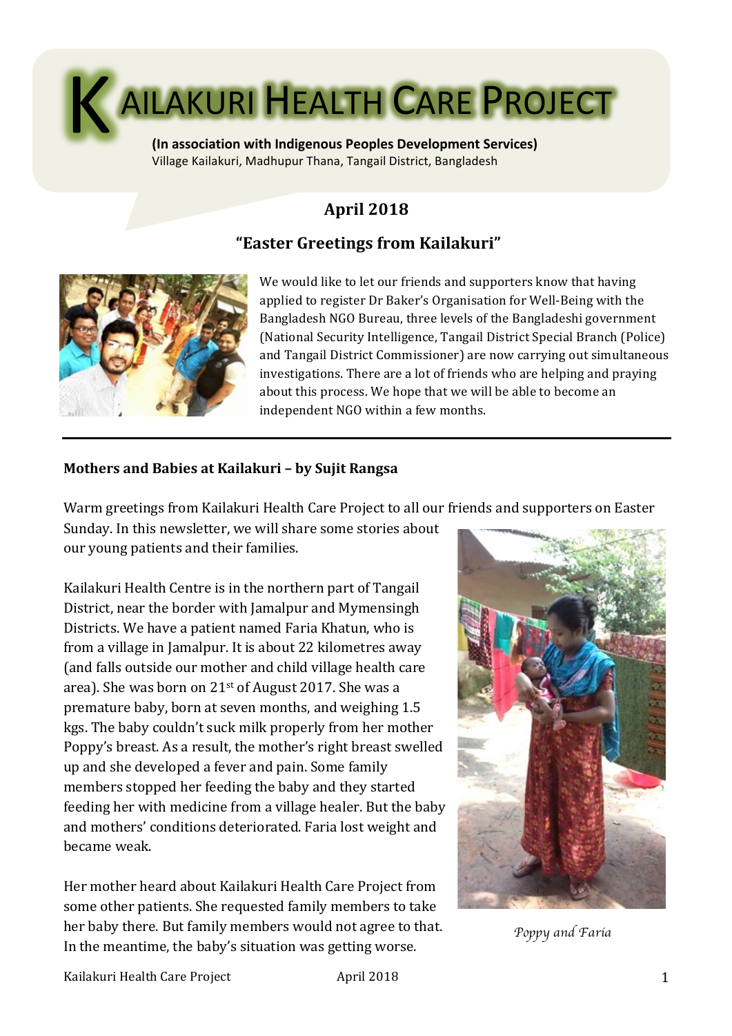# KAILAKURI HEALTH CARE PROJECT

**(In association with Indigenous Peoples Development Services)**
Village Kailakuri, Madhupur Thana, Tangail District, Bangladesh

## April 2018

## "Easter Greetings from Kailakuri"

We would like to let our friends and supporters know that having applied to register Dr Baker's Organisation for Well-Being with the Bangladesh NGO Bureau, three levels of the Bangladeshi government (National Security Intelligence, Tangail District Special Branch (Police) and Tangail District Commissioner) are now carrying out simultaneous investigations. There are a lot of friends who are helping and praying about this process. We hope that we will be able to become an independent NGO within a few months.

---

### Mothers and Babies at Kailakuri – by Sujit Rangsa

Warm greetings from Kailakuri Health Care Project to all our friends and supporters on Easter Sunday. In this newsletter, we will share some stories about our young patients and their families.

Kailakuri Health Centre is in the northern part of Tangail District, near the border with Jamalpur and Mymensingh Districts. We have a patient named Faria Khatun, who is from a village in Jamalpur. It is about 22 kilometres away (and falls outside our mother and child village health care area). She was born on 21st of August 2017. She was a premature baby, born at seven months, and weighing 1.5 kgs. The baby couldn't suck milk properly from her mother Poppy's breast. As a result, the mother's right breast swelled up and she developed a fever and pain. Some family members stopped her feeding the baby and they started feeding her with medicine from a village healer. But the baby and mothers' conditions deteriorated. Faria lost weight and became weak.

*Poppy and Faria*

Her mother heard about Kailakuri Health Care Project from some other patients. She requested family members to take her baby there. But family members would not agree to that. In the meantime, the baby's situation was getting worse.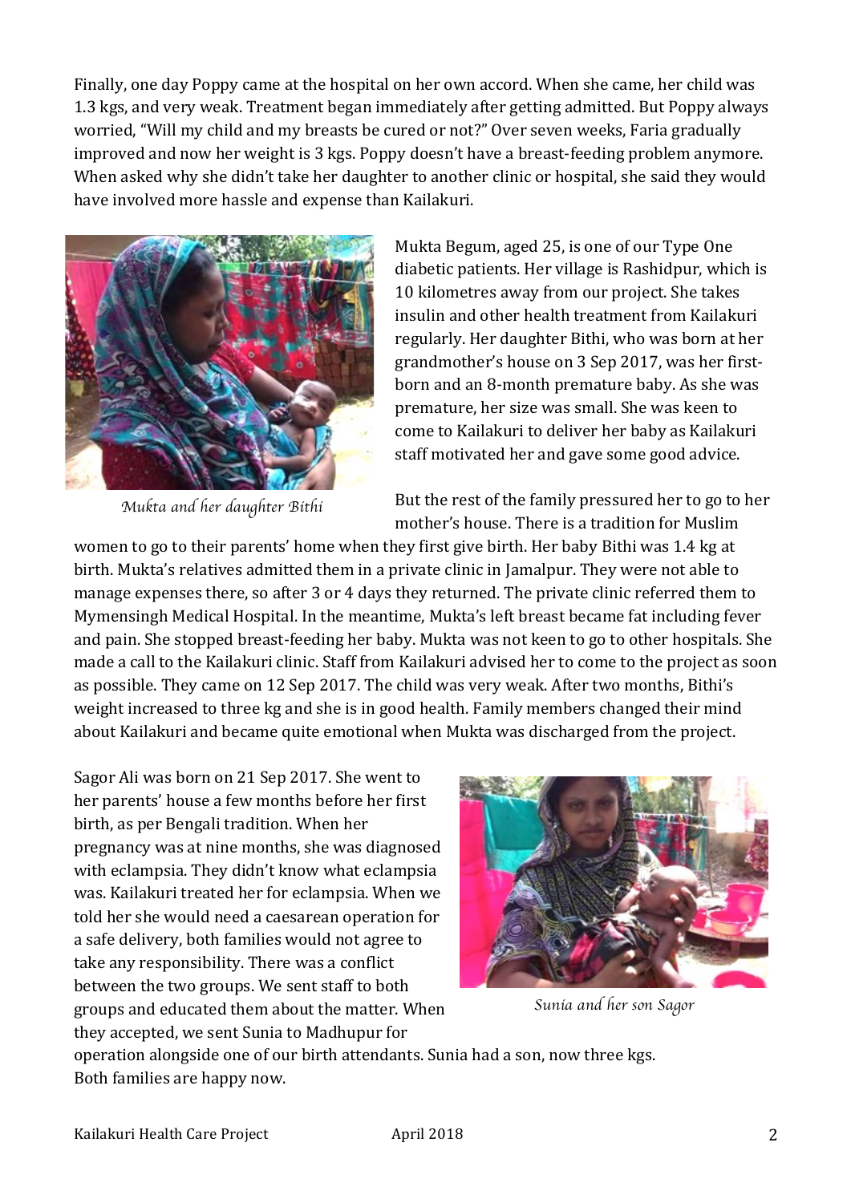Finally, one day Poppy came at the hospital on her own accord. When she came, her child was 1.3 kgs, and very weak. Treatment began immediately after getting admitted. But Poppy always worried, "Will my child and my breasts be cured or not?" Over seven weeks, Faria gradually improved and now her weight is 3 kgs. Poppy doesn't have a breast-feeding problem anymore. When asked why she didn't take her daughter to another clinic or hospital, she said they would have involved more hassle and expense than Kailakuri.

*Mukta and her daughter Bithi*

Mukta Begum, aged 25, is one of our Type One diabetic patients. Her village is Rashidpur, which is 10 kilometres away from our project. She takes insulin and other health treatment from Kailakuri regularly. Her daughter Bithi, who was born at her grandmother's house on 3 Sep 2017, was her first-born and an 8-month premature baby. As she was premature, her size was small. She was keen to come to Kailakuri to deliver her baby as Kailakuri staff motivated her and gave some good advice.

But the rest of the family pressured her to go to her mother's house. There is a tradition for Muslim women to go to their parents' home when they first give birth. Her baby Bithi was 1.4 kg at birth. Mukta's relatives admitted them in a private clinic in Jamalpur. They were not able to manage expenses there, so after 3 or 4 days they returned. The private clinic referred them to Mymensingh Medical Hospital. In the meantime, Mukta's left breast became fat including fever and pain. She stopped breast-feeding her baby. Mukta was not keen to go to other hospitals. She made a call to the Kailakuri clinic. Staff from Kailakuri advised her to come to the project as soon as possible. They came on 12 Sep 2017. The child was very weak. After two months, Bithi's weight increased to three kg and she is in good health. Family members changed their mind about Kailakuri and became quite emotional when Mukta was discharged from the project.

Sagor Ali was born on 21 Sep 2017. She went to her parents' house a few months before her first birth, as per Bengali tradition. When her pregnancy was at nine months, she was diagnosed with eclampsia. They didn't know what eclampsia was. Kailakuri treated her for eclampsia. When we told her she would need a caesarean operation for a safe delivery, both families would not agree to take any responsibility. There was a conflict between the two groups. We sent staff to both groups and educated them about the matter. When they accepted, we sent Sunia to Madhupur for operation alongside one of our birth attendants. Sunia had a son, now three kgs. Both families are happy now.

*Sunia and her son Sagor*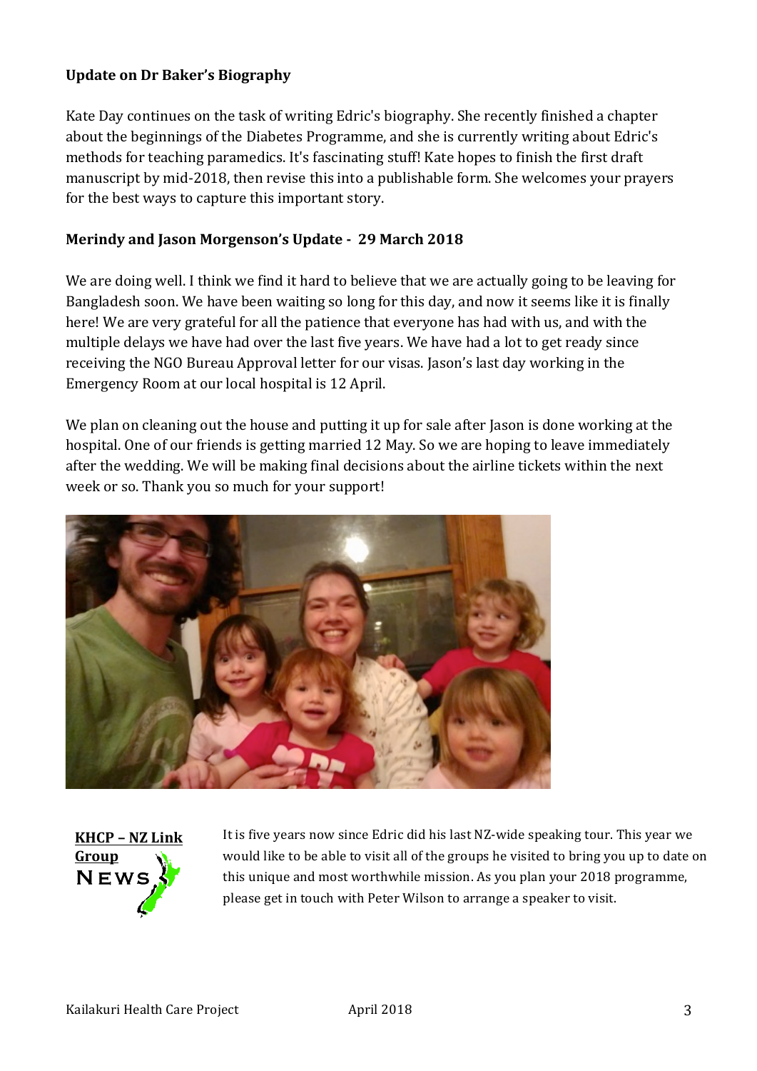**Update on Dr Baker's Biography**

Kate Day continues on the task of writing Edric's biography. She recently finished a chapter about the beginnings of the Diabetes Programme, and she is currently writing about Edric's methods for teaching paramedics. It's fascinating stuff! Kate hopes to finish the first draft manuscript by mid-2018, then revise this into a publishable form. She welcomes your prayers for the best ways to capture this important story.

**Merindy and Jason Morgenson's Update - 29 March 2018**

We are doing well. I think we find it hard to believe that we are actually going to be leaving for Bangladesh soon. We have been waiting so long for this day, and now it seems like it is finally here! We are very grateful for all the patience that everyone has had with us, and with the multiple delays we have had over the last five years. We have had a lot to get ready since receiving the NGO Bureau Approval letter for our visas. Jason's last day working in the Emergency Room at our local hospital is 12 April.

We plan on cleaning out the house and putting it up for sale after Jason is done working at the hospital. One of our friends is getting married 12 May. So we are hoping to leave immediately after the wedding. We will be making final decisions about the airline tickets within the next week or so. Thank you so much for your support!

**KHCP – NZ Link Group NEWS**

It is five years now since Edric did his last NZ-wide speaking tour. This year we would like to be able to visit all of the groups he visited to bring you up to date on this unique and most worthwhile mission. As you plan your 2018 programme, please get in touch with Peter Wilson to arrange a speaker to visit.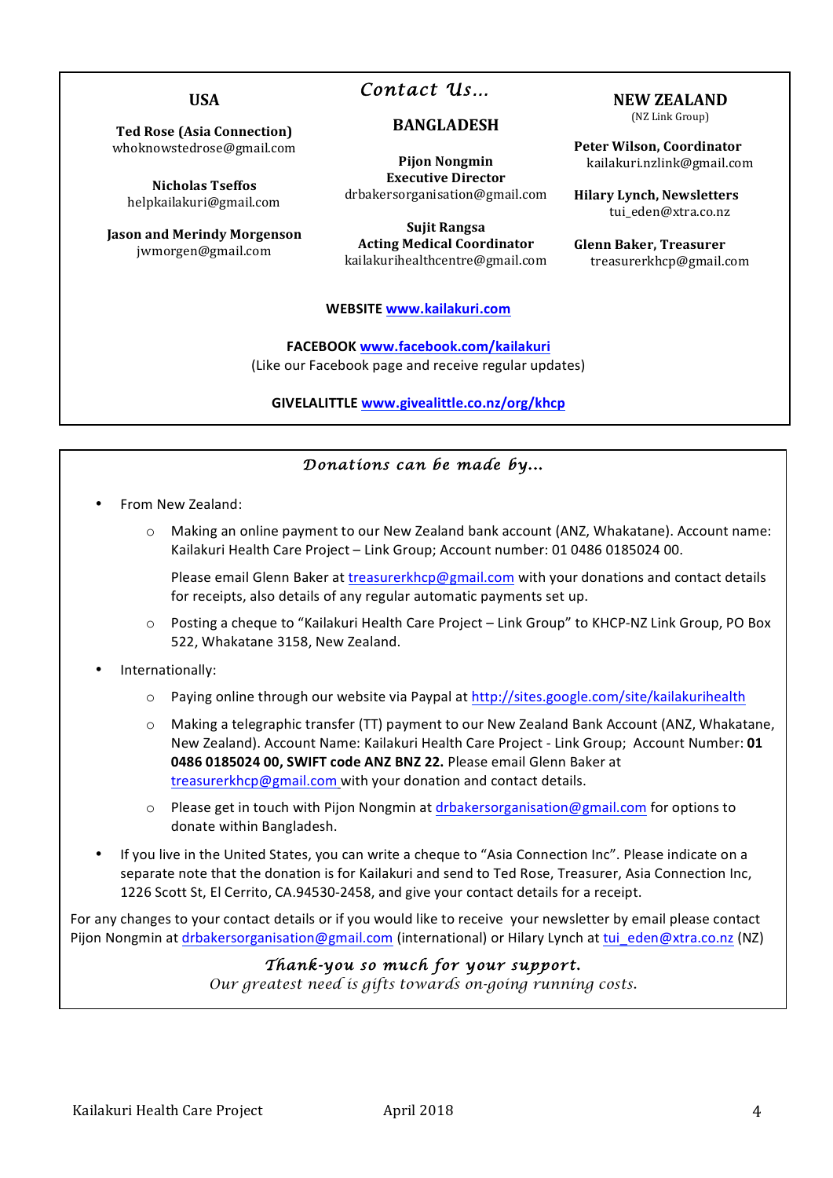## *Contact Us...*

### USA

**Ted Rose (Asia Connection)**
whoknowstedrose@gmail.com

**Nicholas Tseffos**
helpkailakuri@gmail.com

**Jason and Merindy Morgenson**
jwmorgen@gmail.com

### BANGLADESH

**Pijon Nongmin**
**Executive Director**
drbakersorganisation@gmail.com

**Sujit Rangsa**
**Acting Medical Coordinator**
kailakurihealthcentre@gmail.com

### NEW ZEALAND

(NZ Link Group)

**Peter Wilson, Coordinator**
kailakuri.nzlink@gmail.com

**Hilary Lynch, Newsletters**
tui_eden@xtra.co.nz

**Glenn Baker, Treasurer**
treasurerkhcp@gmail.com

**WEBSITE** www.kailakuri.com

**FACEBOOK** www.facebook.com/kailakuri
(Like our Facebook page and receive regular updates)

**GIVELALITTLE** www.givealittle.co.nz/org/khcp

## *Donations can be made by...*

- From New Zealand:
  - Making an online payment to our New Zealand bank account (ANZ, Whakatane). Account name: Kailakuri Health Care Project – Link Group; Account number: 01 0486 0185024 00.

    Please email Glenn Baker at treasurerkhcp@gmail.com with your donations and contact details for receipts, also details of any regular automatic payments set up.
  - Posting a cheque to "Kailakuri Health Care Project – Link Group" to KHCP-NZ Link Group, PO Box 522, Whakatane 3158, New Zealand.
- Internationally:
  - Paying online through our website via Paypal at http://sites.google.com/site/kailakurihealth
  - Making a telegraphic transfer (TT) payment to our New Zealand Bank Account (ANZ, Whakatane, New Zealand). Account Name: Kailakuri Health Care Project - Link Group; Account Number: **01 0486 0185024 00, SWIFT code ANZ BNZ 22.** Please email Glenn Baker at treasurerkhcp@gmail.com with your donation and contact details.
  - Please get in touch with Pijon Nongmin at drbakersorganisation@gmail.com for options to donate within Bangladesh.
- If you live in the United States, you can write a cheque to "Asia Connection Inc". Please indicate on a separate note that the donation is for Kailakuri and send to Ted Rose, Treasurer, Asia Connection Inc, 1226 Scott St, El Cerrito, CA.94530-2458, and give your contact details for a receipt.

For any changes to your contact details or if you would like to receive your newsletter by email please contact Pijon Nongmin at drbakersorganisation@gmail.com (international) or Hilary Lynch at tui_eden@xtra.co.nz (NZ)

***Thank-you so much for your support.***
*Our greatest need is gifts towards on-going running costs.*